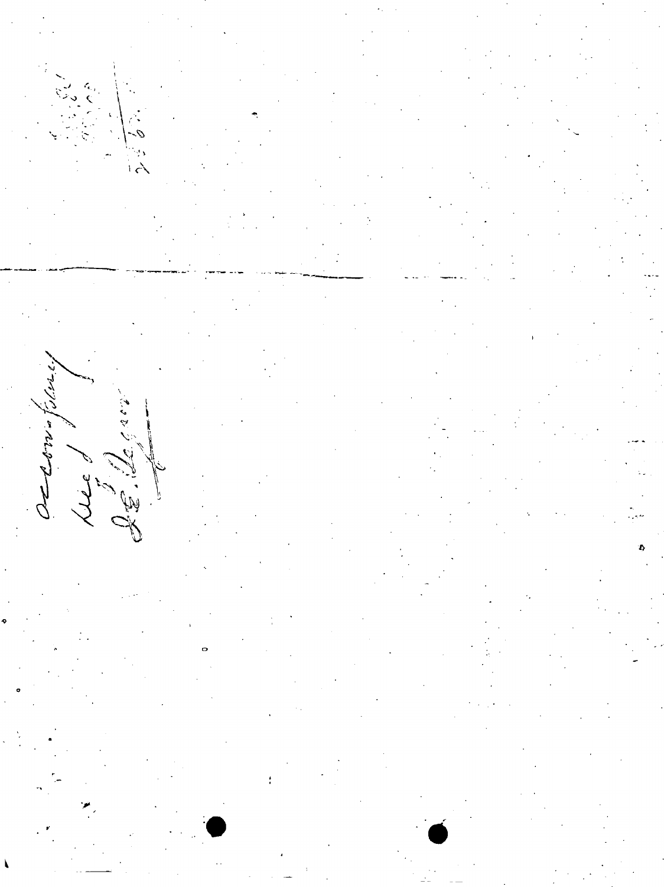Accompanying

Filed

J.E. Degraw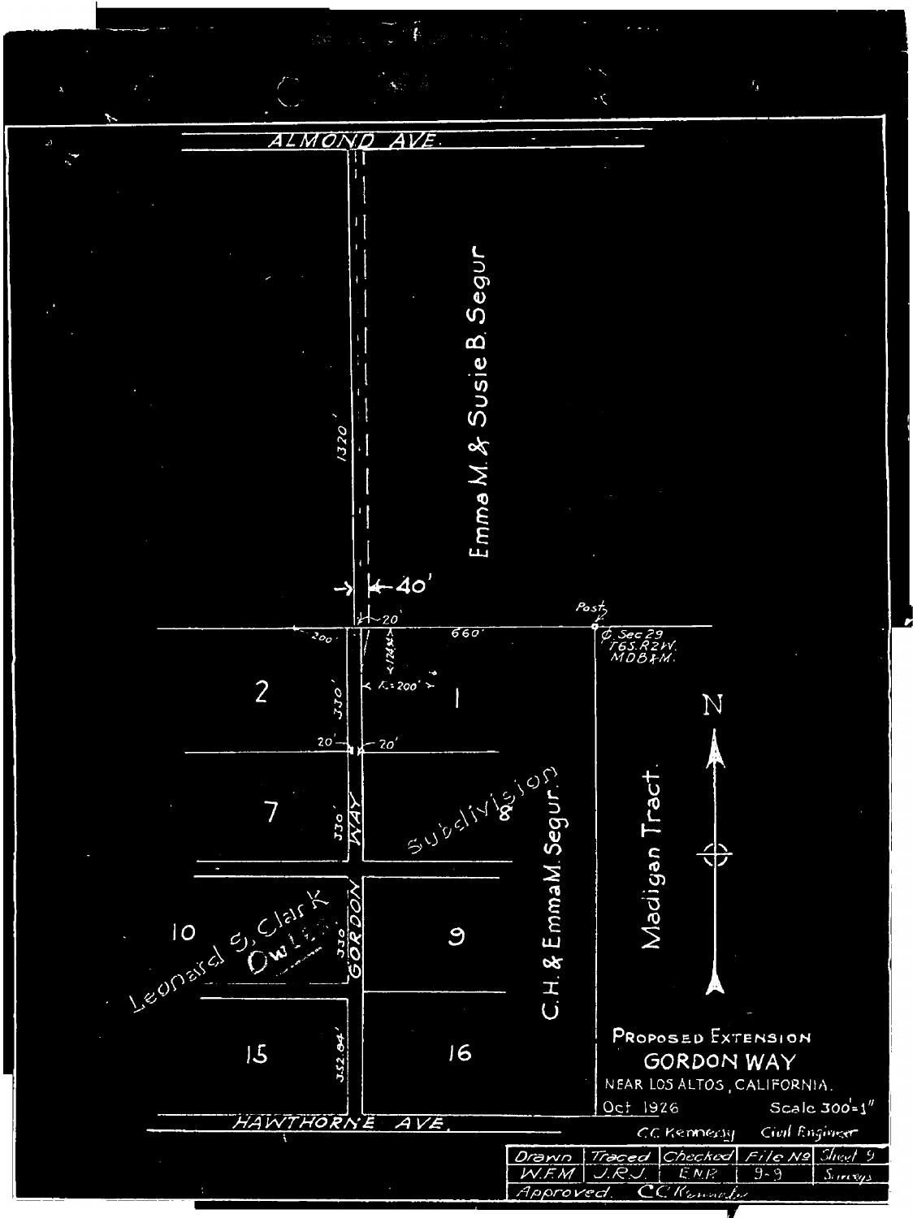ALMOND AVE.

Emma M. & Susie B. Segur

1320'

40'

20'

200'

660'

Post

¢ Sec 29 T6S. R2W. MDB&M.

2

330'

R=200'

1

20'

20'

7

330'

WAY

Subdivision 8

C.H. & Emma M. Segur.

Madigan Tract.

N

10

Leonard S. Clark Owl

330'

GORDON

9

15

352.84'

16

**PROPOSED EXTENSION**

**GORDON WAY**

NEAR LOS ALTOS, CALIFORNIA.

Oct. 1926 Scale 300'=1"

HAWTHORNE AVE.

C.C. Kennedy Civil Engineer

| Drawn | Traced | Checked | File No | Sheet 9 |
|---|---|---|---|---|
| W.F.M. | J.R.J. | E.N.R. | 9-9 | Surveys |
| Approved. C.C. Kennedy | | | | |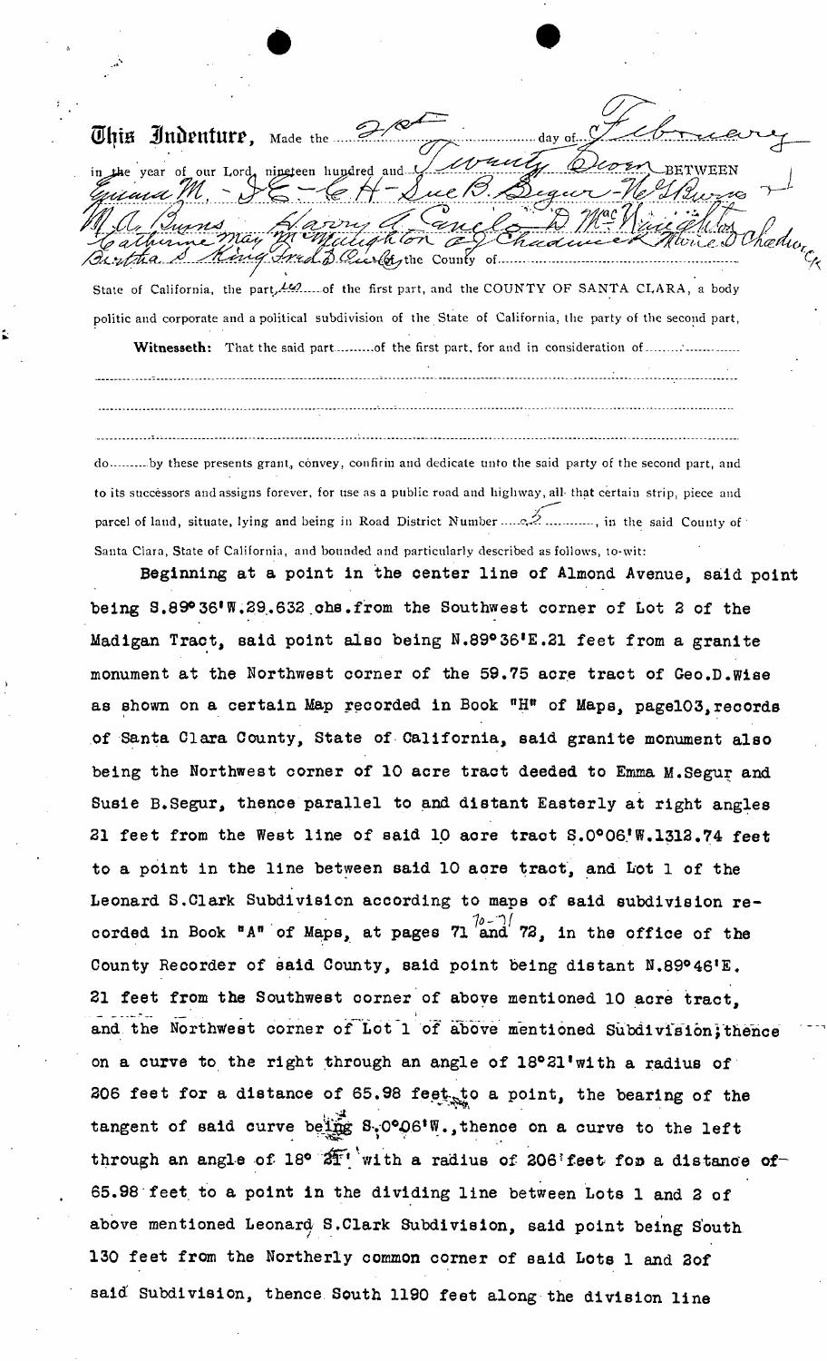**This Indenture,** Made the 21st day of February in the year of our Lord, nineteen hundred and Twenty Seven BETWEEN Emma M. - S E - C H - Sue B. Segur - N G Burns + M A Burns Harry A. Cancelo D McNaughton Catherine May McNaughton A J Chadwick Marie D Chadwick Bertha S. King Fred D. Curtis the County of ........................ State of California, the parties of the first part, and the COUNTY OF SANTA CLARA, a body politic and corporate and a political subdivision of the State of California, the party of the second part,

**Witnesseth:** That the said part......... of the first part, for and in consideration of .........................

.......................................................................................................................................................................

.......................................................................................................................................................................

.......................................................................................................................................................................

do......... by these presents grant, convey, confirm and dedicate unto the said party of the second part, and to its successors and assigns forever, for use as a public road and highway, all that certain strip, piece and parcel of land, situate, lying and being in Road District Number ......2............, in the said County of Santa Clara, State of California, and bounded and particularly described as follows, to-wit:

Beginning at a point in the center line of Almond Avenue, said point being S.89°36'W.29.632 chs.from the Southwest corner of Lot 2 of the Madigan Tract, said point also being N.89°36'E.21 feet from a granite monument at the Northwest corner of the 59.75 acre tract of Geo.D.Wise as shown on a certain Map recorded in Book "H" of Maps, page103,records of Santa Clara County, State of California, said granite monument also being the Northwest corner of 10 acre tract deeded to Emma M.Segur and Susie B.Segur, thence parallel to and distant Easterly at right angles 21 feet from the West line of said 10 acre tract S.0°06'W.1312.74 feet to a point in the line between said 10 acre tract, and Lot 1 of the Leonard S.Clark Subdivision according to maps of said subdivision recorded in Book "A" of Maps, at pages 71 and 72, in the office of the County Recorder of said County, said point being distant N.89°46'E. 21 feet from the Southwest corner of above mentioned 10 acre tract, and the Northwest corner of Lot 1 of above mentioned Subdivision;thence on a curve to the right through an angle of 18°21'with a radius of 206 feet for a distance of 65.98 feet to a point, the bearing of the tangent of said curve being S.0°06'W.,thence on a curve to the left through an angle of 18° 21' with a radius of 206 feet for a distance of 65.98 feet to a point in the dividing line between Lots 1 and 2 of above mentioned Leonard S.Clark Subdivision, said point being South 130 feet from the Northerly common corner of said Lots 1 and 2of said Subdivision, thence South 1190 feet along the division line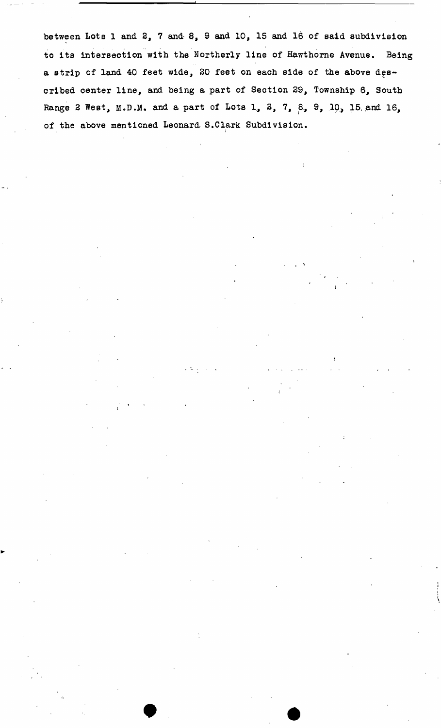between Lots 1 and 2, 7 and 8, 9 and 10, 15 and 16 of said subdivision to its intersection with the Northerly line of Hawthorne Avenue. Being a strip of land 40 feet wide, 20 feet on each side of the above described center line, and being a part of Section 29, Township 6, South Range 2 West, M.D.M. and a part of Lots 1, 2, 7, 8, 9, 10, 15 and 16, of the above mentioned Leonard S.Clark Subdivision.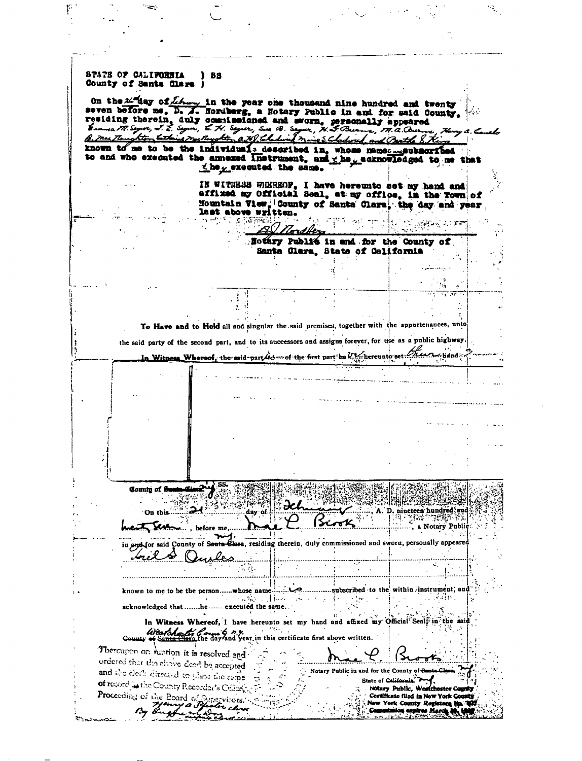STATE OF CALIFORNIA ) SS
County of Santa Clara )

On the 26th day of February in the year one thousand nine hundred and twenty seven before me, D. J. Nordberg, a Notary Public in and for said County, residing therein, duly commissioned and sworn, personally appeared Emma M. Sayer, J. E. Sayer, E. H. Sayer, Sue B. Sayer, H. G. Burns, M. A. Burns, Henry A. Canale, A. MacNaughton, Catherine MacNaughton, A. H. Chadwick, Mary S. Chadwick and Bertha S. King known to me to be the individuals described in, whose names are subscribed to and who executed the annexed instrument, and they acknowledged to me that they executed the same.

IN WITNESS WHEREOF, I have hereunto set my hand and affixed my Official Seal, at my office, in the Town of Mountain View, County of Santa Clara, the day and year last above written.

A. J. Nordberg
Notary Public in and for the County of Santa Clara, State of California

To Have and to Hold all and singular the said premises, together with the appurtenances, unto the said party of the second part, and to its successors and assigns forever, for use as a public highway.

In Witness Whereof, the said parties of the first part have hereunto set their hands

County of ~~Santa Clara~~ N.Y. } SS.

On this 21 day of February, A. D. nineteen hundred and twenty seven, before me, Mae L. Brook, a Notary Public in and for said County of ~~Santa Clara~~ N.Y., residing therein, duly commissioned and sworn, personally appeared Ariel S. Quiles

known to me to be the person......whose name is subscribed to the within instrument, and acknowledged that .......he....... executed the same.

In Witness Whereof, I have hereunto set my hand and affixed my Official Seal in the said Westchester County N.Y. ~~County of Santa Clara~~ the day and year in this certificate first above written.

Mae L. Brook
Notary Public in and for the County of ~~Santa Clara~~ N.Y.
State of ~~California~~ N.Y.
Notary Public, Westchester County
Certificate filed in New York County
New York County Register No. ...
Commission expires March ...

Thereupon on motion it is resolved and ordered that the above deed be accepted and the clerk directed to place the same of record in the County Recorder's Office.
Proceeding of the Board of Supervisors.
Henry A. Pfister clerk
By Eugene M. Dow deputy clerk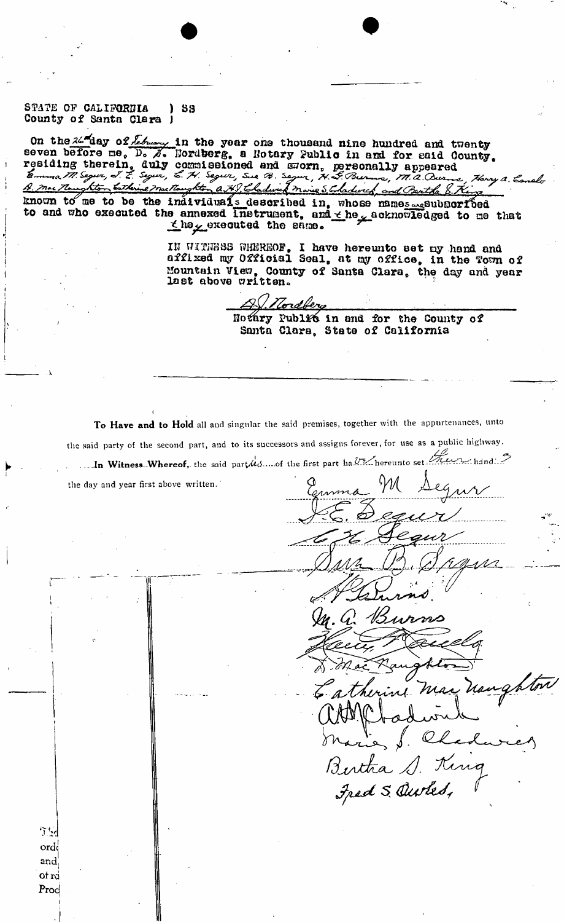STATE OF CALIFORNIA ) SS
County of Santa Clara )

On the 26th day of February in the year one thousand nine hundred and twenty seven before me, D. A. Nordberg, a Notary Public in and for said County, residing therein, duly commissioned and sworn, personally appeared Emma M. Segur, J. E. Segur, E. H. Segur, Sue B. Segur, H. S. Burns, M. A. Burns, Harry A. Canelo A. MacNaughton, Catherine MacNaughton, A. H. Chadwick, Marie S. Chadwick, and Bertha S. King known to me to be the individuals described in, whose names are subscribed to and who executed the annexed instrument, and they acknowledged to me that they executed the same.

IN WITNESS WHEREOF, I have hereunto set my hand and affixed my Official Seal, at my office, in the Town of Mountain View, County of Santa Clara, the day and year last above written.

D. A. Nordberg
Notary Public in and for the County of Santa Clara, State of California

**To Have and to Hold** all and singular the said premises, together with the appurtenances, unto the said party of the second part, and to its successors and assigns forever, for use as a public highway.

**In Witness Whereof,** the said parties of the first part have hereunto set their hands the day and year first above written.

Emma M Segur
J. E. Segur
E H Segur
Sue B. Segur
H. S. Burns
M. A. Burns
Harry A Canelo
A. MacNaughton
Catherine MacNaughton
A H Chadwick
Marie S. Chadwick
Bertha S. King
Fred S. Duvles,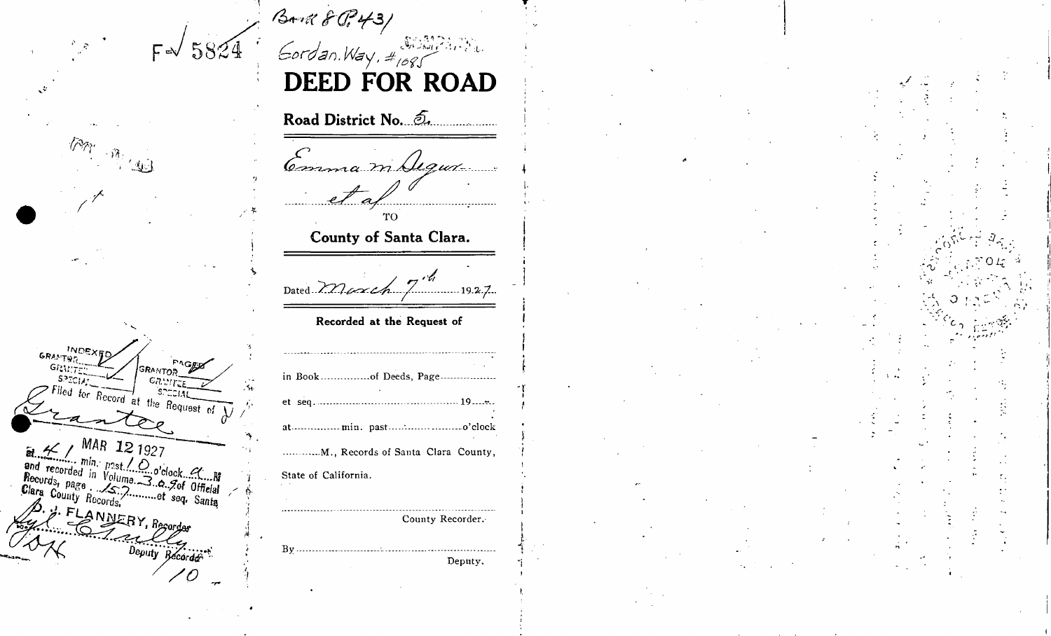F √ 5824

Book 8 O.P. 431

Gordan Way, #1685

COMPARED

# DEED FOR ROAD

**Road District No.** 5

Emma M. Sigur

et al

TO

**County of Santa Clara.**

Dated March 7th 1927

**Recorded at the Request of**

..................................................

in Book ..............of Deeds, Page..............

et seq. ........................................ 19......

at.............. min. past.................. o'clock

............M., Records of Santa Clara County,

State of California.

..................................................

County Recorder.

By..................................................

Deputy.

INDEXED
GRANTOR ✓
GRANTEE ✓
SPECIAL

PAGED
GRANTOR ✓
GRANTEE ✓
SPECIAL

Filed for Record at the Request of

Grantee

at 41 min. past 10 o'clock A M

MAR 12 1927

and recorded in Volume 309 of Official Records, page 157 et seq. Santa Clara County Records.

D. J. FLANNERY, Recorder

By [signature]

Deputy Recorder

10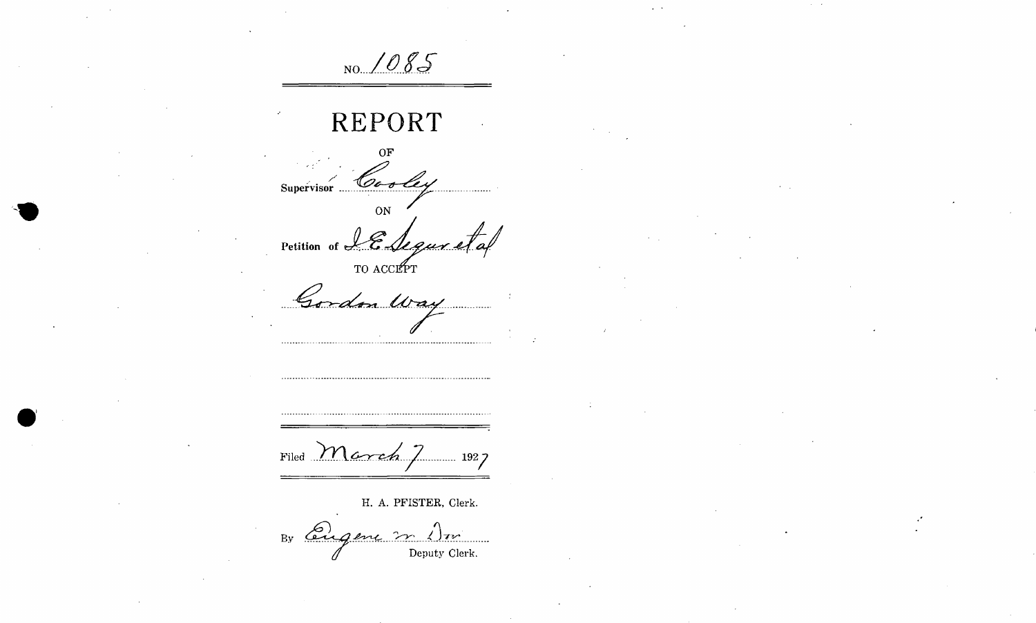NO. 1085

# REPORT

OF

Supervisor Cooley

ON

Petition of J. E. Segur et al

TO ACCEPT

Gordon Way

Filed March 7 1927

H. A. PFISTER, Clerk.

By Eugene W. Dorr Deputy Clerk.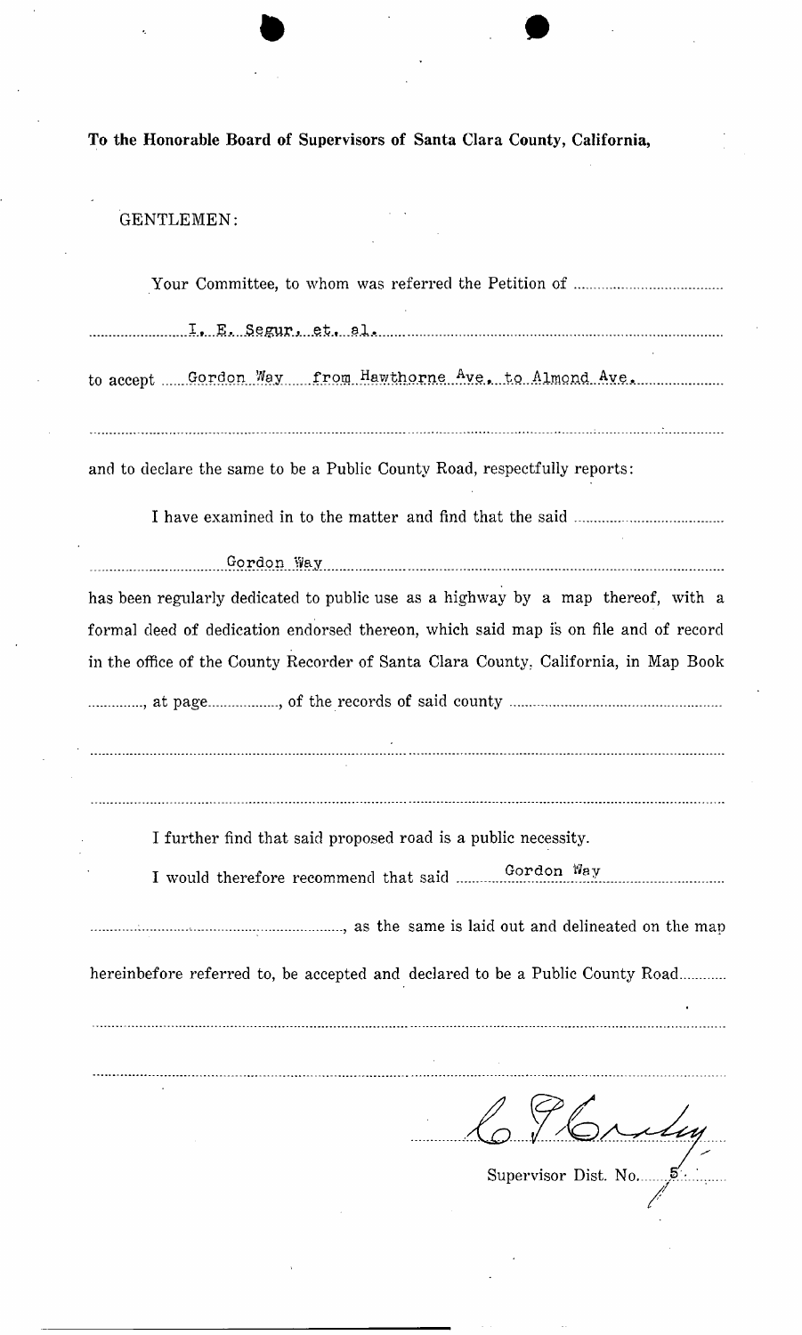**To the Honorable Board of Supervisors of Santa Clara County, California,**

GENTLEMEN:

Your Committee, to whom was referred the Petition of ..............................

..................I. E. Segur, et. al.......................................................

to accept ......Gordon Way......from Hawthorne Ave. to Almond Ave........................

..............................................................................................................

and to declare the same to be a Public County Road, respectfully reports:

I have examined in to the matter and find that the said ..............................

..............................Gordon Way......................................................

has been regularly dedicated to public use as a highway by a map thereof, with a formal deed of dedication endorsed thereon, which said map is on file and of record in the office of the County Recorder of Santa Clara County, California, in Map Book ..............., at page.................., of the records of said county ..............................

..............................................................................................................

..............................................................................................................

I further find that said proposed road is a public necessity.

I would therefore recommend that said ..............Gordon Way..............................

.............................................................., as the same is laid out and delineated on the map hereinbefore referred to, be accepted and declared to be a Public County Road............

..............................................................................................................

..............................................................................................................

C. P. Cooley

Supervisor Dist. No. 5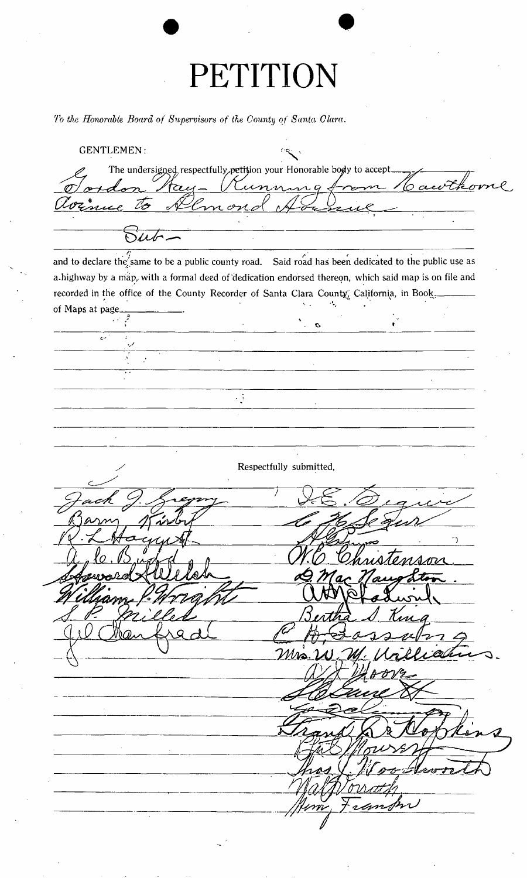# PETITION

*To the Honorable Board of Supervisors of the County of Santa Clara.*

GENTLEMEN:

The undersigned respectfully petition your Honorable body to accept Gordon Way- Running from Hawthorne Avenue to Almond Avenue

Sub-

and to declare the same to be a public county road. Said road has been dedicated to the public use as a highway by a map, with a formal deed of dedication endorsed thereon, which said map is on file and recorded in the office of the County Recorder of Santa Clara County, California, in Book \_\_\_\_\_\_ of Maps at page \_\_\_\_\_\_.

Respectfully submitted,

Jack J. Gregory
Barry Kirby
R. L. Haggett
A. le. Byrd
Howard Welch
William P. Wright
S. P. Miller
J. W. Manfred

J. E. Seguer
C. H. Seguer
A. Lemos
W. C. Christenson
D. Mac Naughton
A. H. Goodwin
Bertha S. King
C. H. Gassaway
Mrs. W. M. Williams.
A. J. Moore
H. Lane
E. E. Coleman
Frank R. Hopkins
Pat Mosey
Thos. J. Woodworth
Walt Vorrath
Wm. Franklin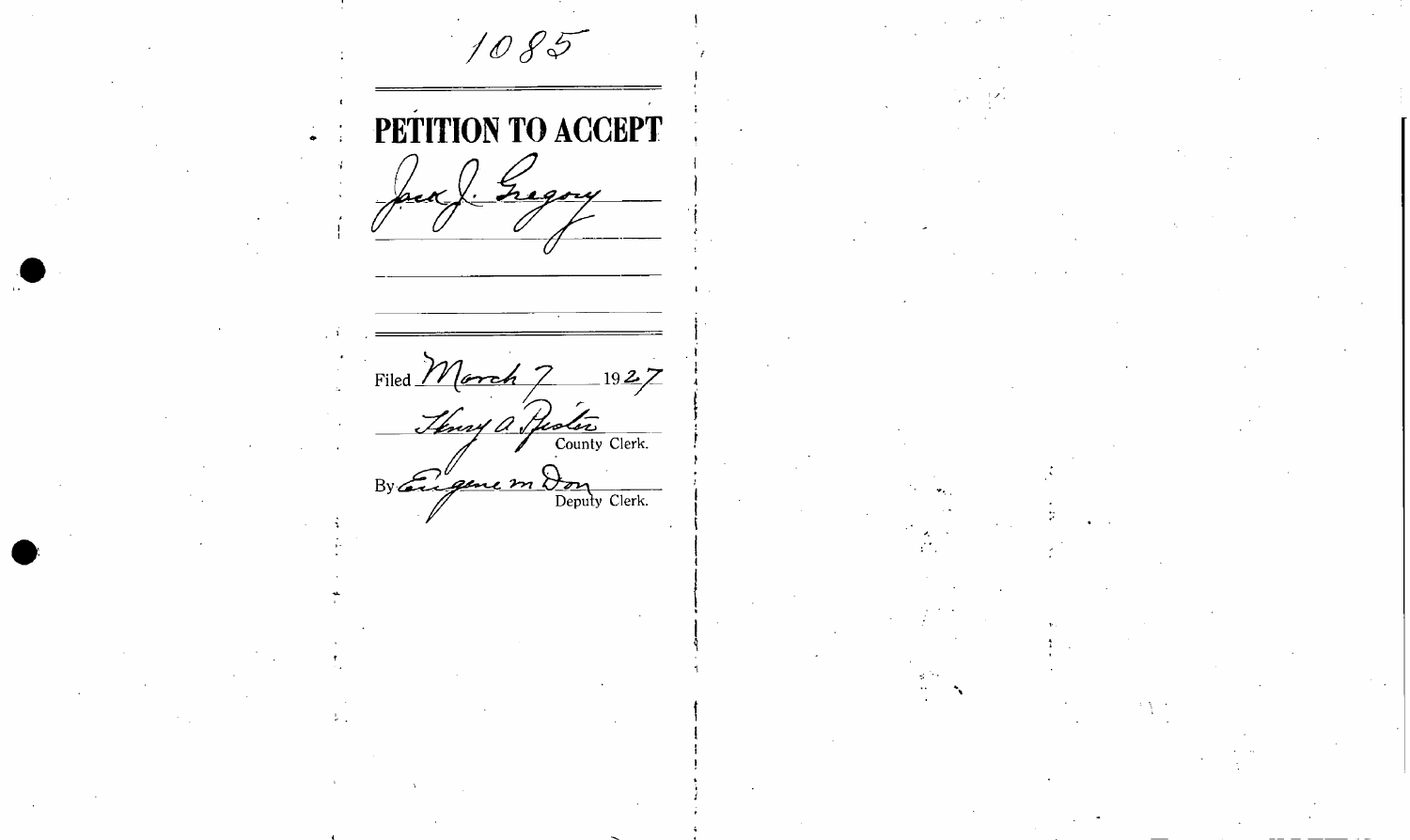1085

# PETITION TO ACCEPT

Jack J. Gregory

Filed March 7 1927

Henry A. Foster County Clerk.

By Eugene M. Don Deputy Clerk.